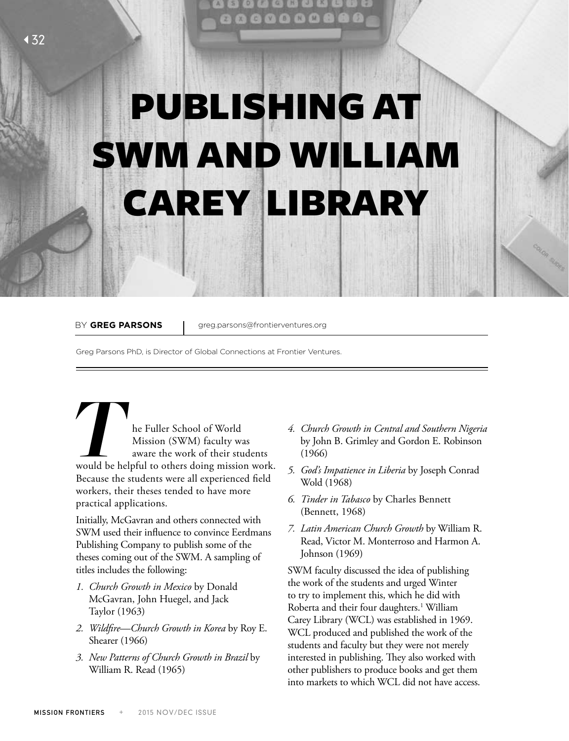# PUBLISHING AT SWM AND WILLIAM CAREY LIBRARY

BY **GREG PARSONS** | greg.parsons@frontierventures.org

Greg Parsons PhD, is Director of Global Connections at Frontier Ventures.

The Fuller School of World Mission (SWM) faculty was aware the work of their students would be helpful to others doing mission work. Because the students were all experienced field workers, their theses tended to have more practical applications.

Initially, McGavran and others connected with SWM used their influence to convince Eerdmans Publishing Company to publish some of the theses coming out of the SWM. A sampling of titles includes the following:

1. *Church Growth in Mexico* by Donald McGavran, John Huegel, and Jack Taylor (1963)
2. *Wildfire—Church Growth in Korea* by Roy E. Shearer (1966)
3. *New Patterns of Church Growth in Brazil* by William R. Read (1965)
4. *Church Growth in Central and Southern Nigeria* by John B. Grimley and Gordon E. Robinson (1966)
5. *God's Impatience in Liberia* by Joseph Conrad Wold (1968)
6. *Tinder in Tabasco* by Charles Bennett (Bennett, 1968)
7. *Latin American Church Growth* by William R. Read, Victor M. Monterroso and Harmon A. Johnson (1969)

SWM faculty discussed the idea of publishing the work of the students and urged Winter to try to implement this, which he did with Roberta and their four daughters.[1] William Carey Library (WCL) was established in 1969. WCL produced and published the work of the students and faculty but they were not merely interested in publishing. They also worked with other publishers to produce books and get them into markets to which WCL did not have access.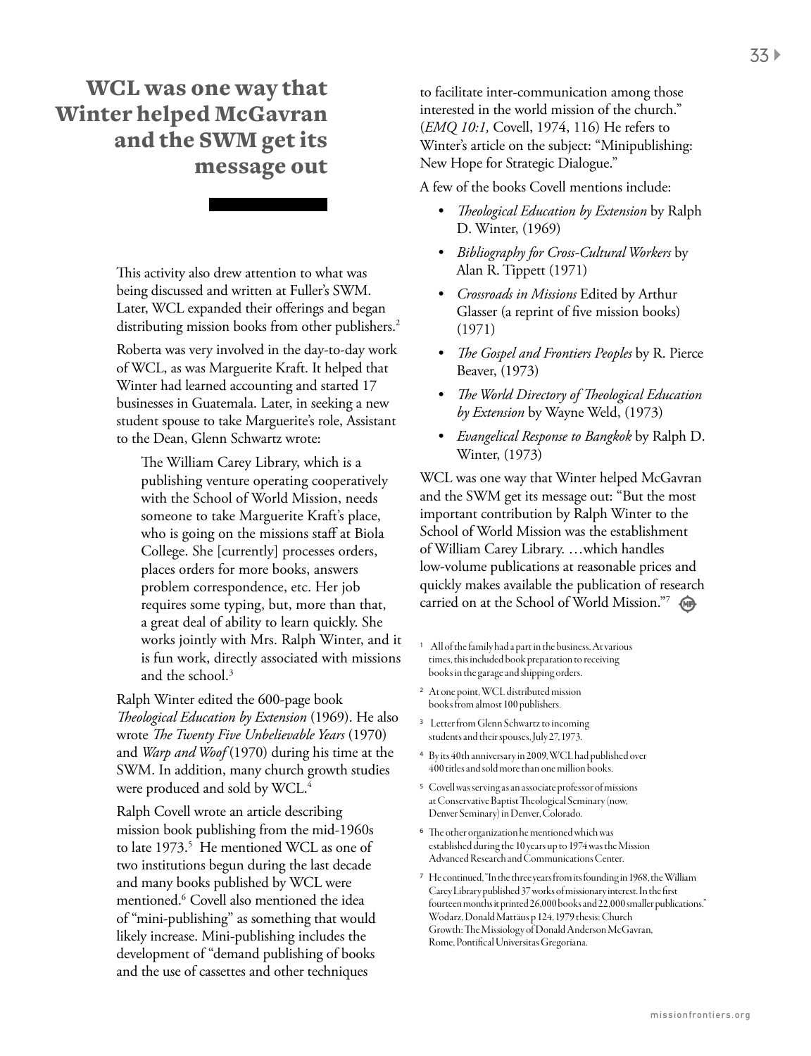**WCL was one way that Winter helped McGavran and the SWM get its message out**

This activity also drew attention to what was being discussed and written at Fuller's SWM. Later, WCL expanded their offerings and began distributing mission books from other publishers.[2]

Roberta was very involved in the day-to-day work of WCL, as was Marguerite Kraft. It helped that Winter had learned accounting and started 17 businesses in Guatemala. Later, in seeking a new student spouse to take Marguerite's role, Assistant to the Dean, Glenn Schwartz wrote:

> The William Carey Library, which is a publishing venture operating cooperatively with the School of World Mission, needs someone to take Marguerite Kraft's place, who is going on the missions staff at Biola College. She [currently] processes orders, places orders for more books, answers problem correspondence, etc. Her job requires some typing, but, more than that, a great deal of ability to learn quickly. She works jointly with Mrs. Ralph Winter, and it is fun work, directly associated with missions and the school.[3]

Ralph Winter edited the 600-page book *Theological Education by Extension* (1969). He also wrote *The Twenty Five Unbelievable Years* (1970) and *Warp and Woof* (1970) during his time at the SWM. In addition, many church growth studies were produced and sold by WCL.[4]

Ralph Covell wrote an article describing mission book publishing from the mid-1960s to late 1973.[5] He mentioned WCL as one of two institutions begun during the last decade and many books published by WCL were mentioned.[6] Covell also mentioned the idea of "mini-publishing" as something that would likely increase. Mini-publishing includes the development of "demand publishing of books and the use of cassettes and other techniques to facilitate inter-communication among those interested in the world mission of the church." (*EMQ 10:1,* Covell, 1974, 116) He refers to Winter's article on the subject: "Minipublishing: New Hope for Strategic Dialogue."

A few of the books Covell mentions include:

- *Theological Education by Extension* by Ralph D. Winter, (1969)
- *Bibliography for Cross-Cultural Workers* by Alan R. Tippett (1971)
- *Crossroads in Missions* Edited by Arthur Glasser (a reprint of five mission books) (1971)
- *The Gospel and Frontiers Peoples* by R. Pierce Beaver, (1973)
- *The World Directory of Theological Education by Extension* by Wayne Weld, (1973)
- *Evangelical Response to Bangkok* by Ralph D. Winter, (1973)

WCL was one way that Winter helped McGavran and the SWM get its message out: "But the most important contribution by Ralph Winter to the School of World Mission was the establishment of William Carey Library. …which handles low-volume publications at reasonable prices and quickly makes available the publication of research carried on at the School of World Mission."[7]

[1] All of the family had a part in the business. At various times, this included book preparation to receiving books in the garage and shipping orders.

[2] At one point, WCL distributed mission books from almost 100 publishers.

[3] Letter from Glenn Schwartz to incoming students and their spouses, July 27, 1973.

[4] By its 40th anniversary in 2009, WCL had published over 400 titles and sold more than one million books.

[5] Covell was serving as an associate professor of missions at Conservative Baptist Theological Seminary (now, Denver Seminary) in Denver, Colorado.

[6] The other organization he mentioned which was established during the 10 years up to 1974 was the Mission Advanced Research and Communications Center.

[7] He continued, "In the three years from its founding in 1968, the William Carey Library published 37 works of missionary interest. In the first fourteen months it printed 26,000 books and 22,000 smaller publications." Wodarz, Donald Mattäus p 124, 1979 thesis: Church Growth: The Missiology of Donald Anderson McGavran, Rome, Pontifical Universitas Gregoriana.